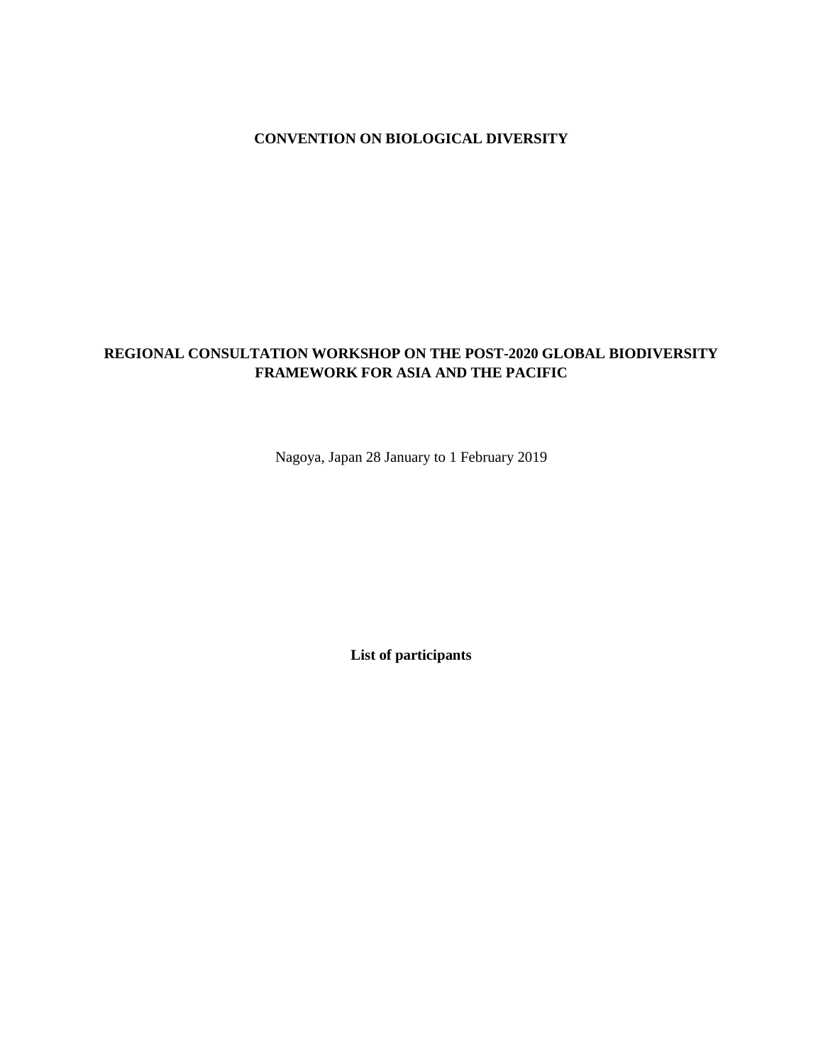**CONVENTION ON BIOLOGICAL DIVERSITY**

**REGIONAL CONSULTATION WORKSHOP ON THE POST-2020 GLOBAL BIODIVERSITY FRAMEWORK FOR ASIA AND THE PACIFIC**

Nagoya, Japan 28 January to 1 February 2019

**List of participants**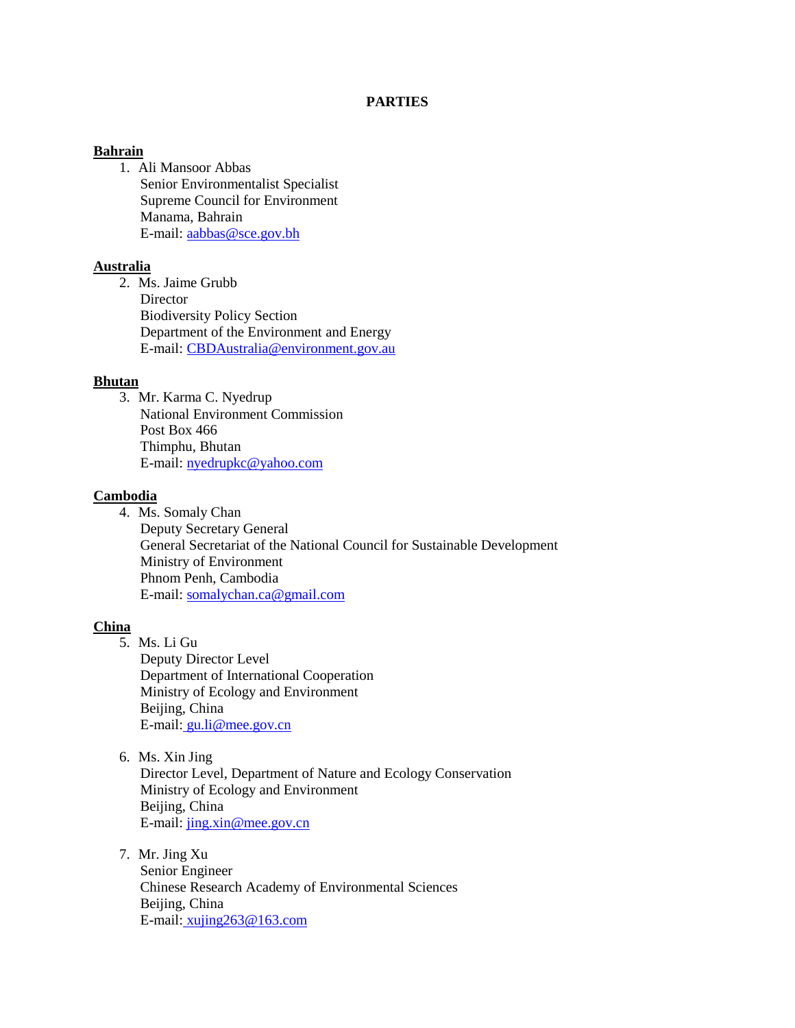# PARTIES

**Bahrain**

1. Ali Mansoor Abbas
   Senior Environmentalist Specialist
   Supreme Council for Environment
   Manama, Bahrain
   E-mail: aabbas@sce.gov.bh

**Australia**

2. Ms. Jaime Grubb
   Director
   Biodiversity Policy Section
   Department of the Environment and Energy
   E-mail: CBDAustralia@environment.gov.au

**Bhutan**

3. Mr. Karma C. Nyedrup
   National Environment Commission
   Post Box 466
   Thimphu, Bhutan
   E-mail: nyedrupkc@yahoo.com

**Cambodia**

4. Ms. Somaly Chan
   Deputy Secretary General
   General Secretariat of the National Council for Sustainable Development
   Ministry of Environment
   Phnom Penh, Cambodia
   E-mail: somalychan.ca@gmail.com

**China**

5. Ms. Li Gu
   Deputy Director Level
   Department of International Cooperation
   Ministry of Ecology and Environment
   Beijing, China
   E-mail: gu.li@mee.gov.cn

6. Ms. Xin Jing
   Director Level, Department of Nature and Ecology Conservation
   Ministry of Ecology and Environment
   Beijing, China
   E-mail: jing.xin@mee.gov.cn

7. Mr. Jing Xu
   Senior Engineer
   Chinese Research Academy of Environmental Sciences
   Beijing, China
   E-mail: xujing263@163.com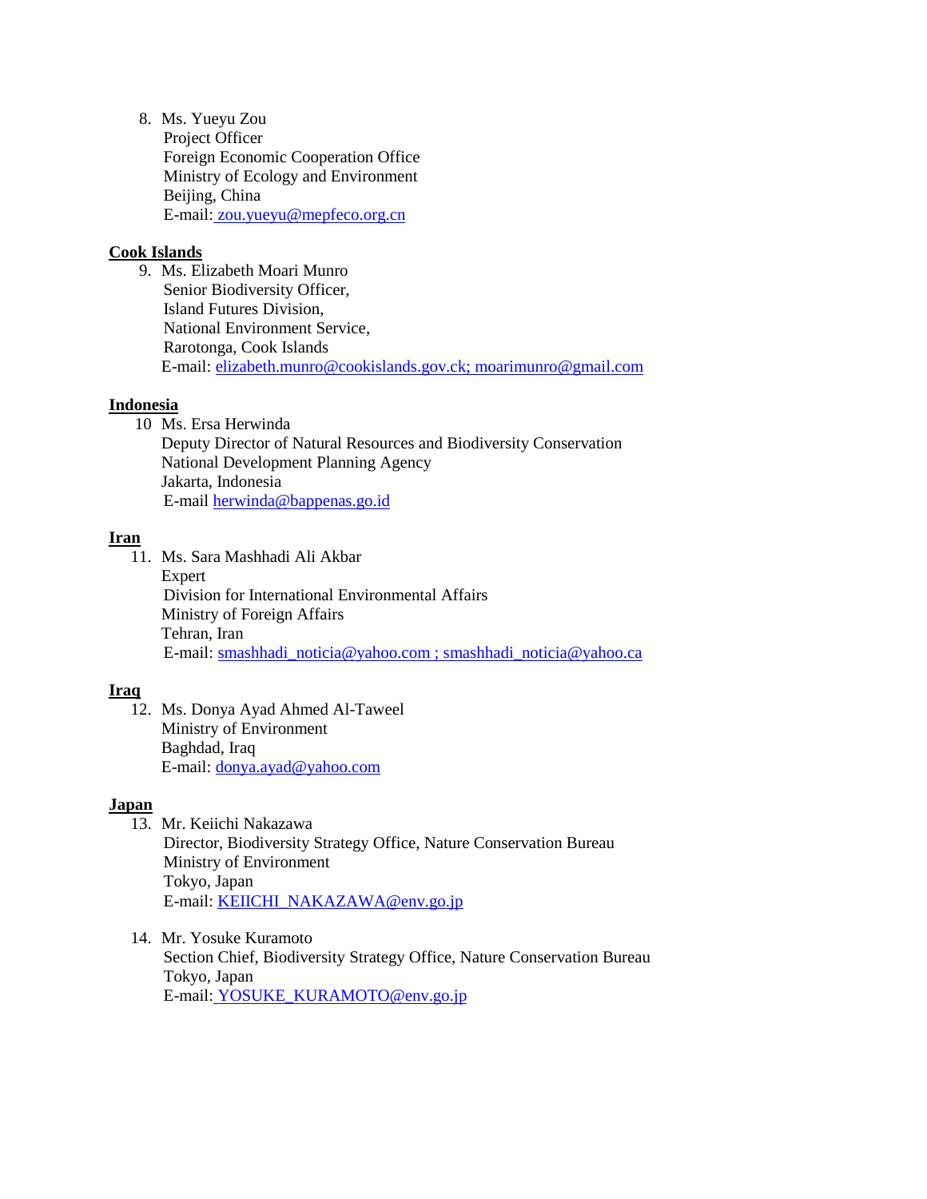8. Ms. Yueyu Zou
   Project Officer
   Foreign Economic Cooperation Office
   Ministry of Ecology and Environment
   Beijing, China
   E-mail: zou.yueyu@mepfeco.org.cn

**Cook Islands**

9. Ms. Elizabeth Moari Munro
   Senior Biodiversity Officer,
   Island Futures Division,
   National Environment Service,
   Rarotonga, Cook Islands
   E-mail: elizabeth.munro@cookislands.gov.ck; moarimunro@gmail.com

**Indonesia**

10. Ms. Ersa Herwinda
    Deputy Director of Natural Resources and Biodiversity Conservation
    National Development Planning Agency
    Jakarta, Indonesia
    E-mail herwinda@bappenas.go.id

**Iran**

11. Ms. Sara Mashhadi Ali Akbar
    Expert
    Division for International Environmental Affairs
    Ministry of Foreign Affairs
    Tehran, Iran
    E-mail: smashhadi_noticia@yahoo.com ; smashhadi_noticia@yahoo.ca

**Iraq**

12. Ms. Donya Ayad Ahmed Al-Taweel
    Ministry of Environment
    Baghdad, Iraq
    E-mail: donya.ayad@yahoo.com

**Japan**

13. Mr. Keiichi Nakazawa
    Director, Biodiversity Strategy Office, Nature Conservation Bureau
    Ministry of Environment
    Tokyo, Japan
    E-mail: KEIICHI_NAKAZAWA@env.go.jp

14. Mr. Yosuke Kuramoto
    Section Chief, Biodiversity Strategy Office, Nature Conservation Bureau
    Tokyo, Japan
    E-mail: YOSUKE_KURAMOTO@env.go.jp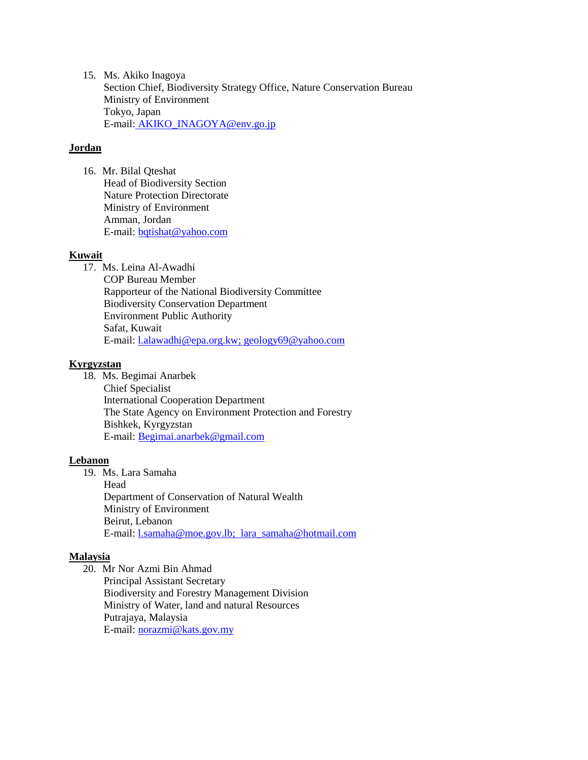15. Ms. Akiko Inagoya
    Section Chief, Biodiversity Strategy Office, Nature Conservation Bureau
    Ministry of Environment
    Tokyo, Japan
    E-mail: AKIKO_INAGOYA@env.go.jp

**Jordan**

16. Mr. Bilal Qteshat
    Head of Biodiversity Section
    Nature Protection Directorate
    Ministry of Environment
    Amman, Jordan
    E-mail: bqtishat@yahoo.com

**Kuwait**

17. Ms. Leina Al-Awadhi
    COP Bureau Member
    Rapporteur of the National Biodiversity Committee
    Biodiversity Conservation Department
    Environment Public Authority
    Safat, Kuwait
    E-mail: l.alawadhi@epa.org.kw; geology69@yahoo.com

**Kyrgyzstan**

18. Ms. Begimai Anarbek
    Chief Specialist
    International Cooperation Department
    The State Agency on Environment Protection and Forestry
    Bishkek, Kyrgyzstan
    E-mail: Begimai.anarbek@gmail.com

**Lebanon**

19. Ms. Lara Samaha
    Head
    Department of Conservation of Natural Wealth
    Ministry of Environment
    Beirut, Lebanon
    E-mail: l.samaha@moe.gov.lb; lara_samaha@hotmail.com

**Malaysia**

20. Mr Nor Azmi Bin Ahmad
    Principal Assistant Secretary
    Biodiversity and Forestry Management Division
    Ministry of Water, land and natural Resources
    Putrajaya, Malaysia
    E-mail: norazmi@kats.gov.my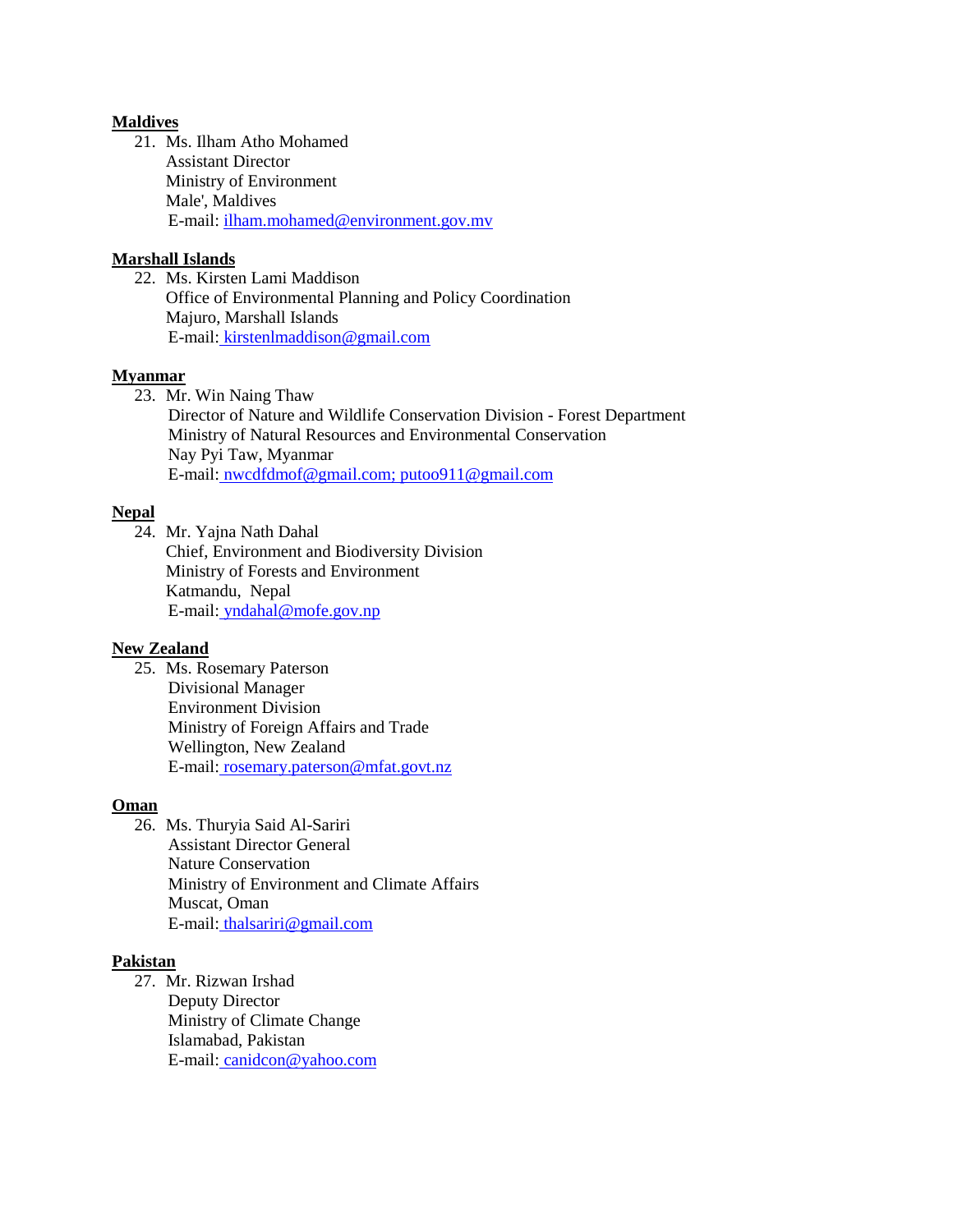**Maldives**

21. Ms. Ilham Atho Mohamed
    Assistant Director
    Ministry of Environment
    Male', Maldives
    E-mail: ilham.mohamed@environment.gov.mv

**Marshall Islands**

22. Ms. Kirsten Lami Maddison
    Office of Environmental Planning and Policy Coordination
    Majuro, Marshall Islands
    E-mail: kirstenlmaddison@gmail.com

**Myanmar**

23. Mr. Win Naing Thaw
    Director of Nature and Wildlife Conservation Division - Forest Department
    Ministry of Natural Resources and Environmental Conservation
    Nay Pyi Taw, Myanmar
    E-mail: nwcdfdmof@gmail.com; putoo911@gmail.com

**Nepal**

24. Mr. Yajna Nath Dahal
    Chief, Environment and Biodiversity Division
    Ministry of Forests and Environment
    Katmandu, Nepal
    E-mail: yndahal@mofe.gov.np

**New Zealand**

25. Ms. Rosemary Paterson
    Divisional Manager
    Environment Division
    Ministry of Foreign Affairs and Trade
    Wellington, New Zealand
    E-mail: rosemary.paterson@mfat.govt.nz

**Oman**

26. Ms. Thuryia Said Al-Sariri
    Assistant Director General
    Nature Conservation
    Ministry of Environment and Climate Affairs
    Muscat, Oman
    E-mail: thalsariri@gmail.com

**Pakistan**

27. Mr. Rizwan Irshad
    Deputy Director
    Ministry of Climate Change
    Islamabad, Pakistan
    E-mail: canidcon@yahoo.com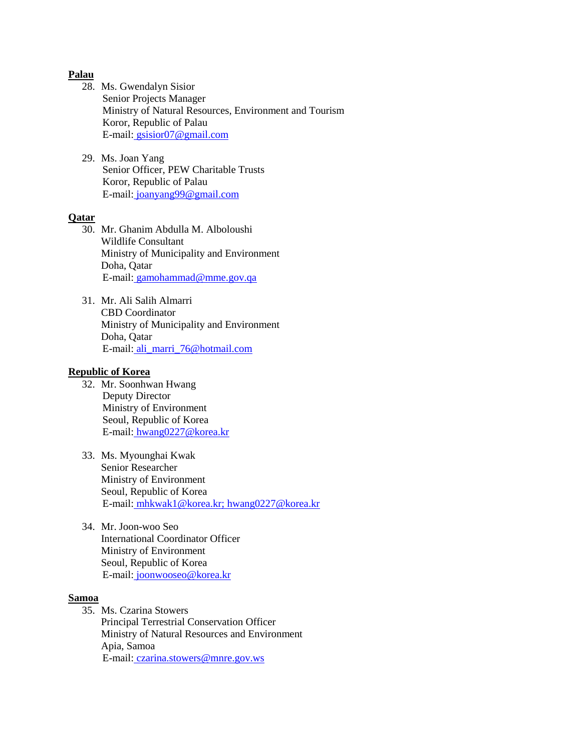**Palau**

28. Ms. Gwendalyn Sisior
    Senior Projects Manager
    Ministry of Natural Resources, Environment and Tourism
    Koror, Republic of Palau
    E-mail: gsisior07@gmail.com

29. Ms. Joan Yang
    Senior Officer, PEW Charitable Trusts
    Koror, Republic of Palau
    E-mail: joanyang99@gmail.com

**Qatar**

30. Mr. Ghanim Abdulla M. Alboloushi
    Wildlife Consultant
    Ministry of Municipality and Environment
    Doha, Qatar
    E-mail: gamohammad@mme.gov.qa

31. Mr. Ali Salih Almarri
    CBD Coordinator
    Ministry of Municipality and Environment
    Doha, Qatar
    E-mail: ali_marri_76@hotmail.com

**Republic of Korea**

32. Mr. Soonhwan Hwang
    Deputy Director
    Ministry of Environment
    Seoul, Republic of Korea
    E-mail: hwang0227@korea.kr

33. Ms. Myounghai Kwak
    Senior Researcher
    Ministry of Environment
    Seoul, Republic of Korea
    E-mail: mhkwak1@korea.kr; hwang0227@korea.kr

34. Mr. Joon-woo Seo
    International Coordinator Officer
    Ministry of Environment
    Seoul, Republic of Korea
    E-mail: joonwooseo@korea.kr

**Samoa**

35. Ms. Czarina Stowers
    Principal Terrestrial Conservation Officer
    Ministry of Natural Resources and Environment
    Apia, Samoa
    E-mail: czarina.stowers@mnre.gov.ws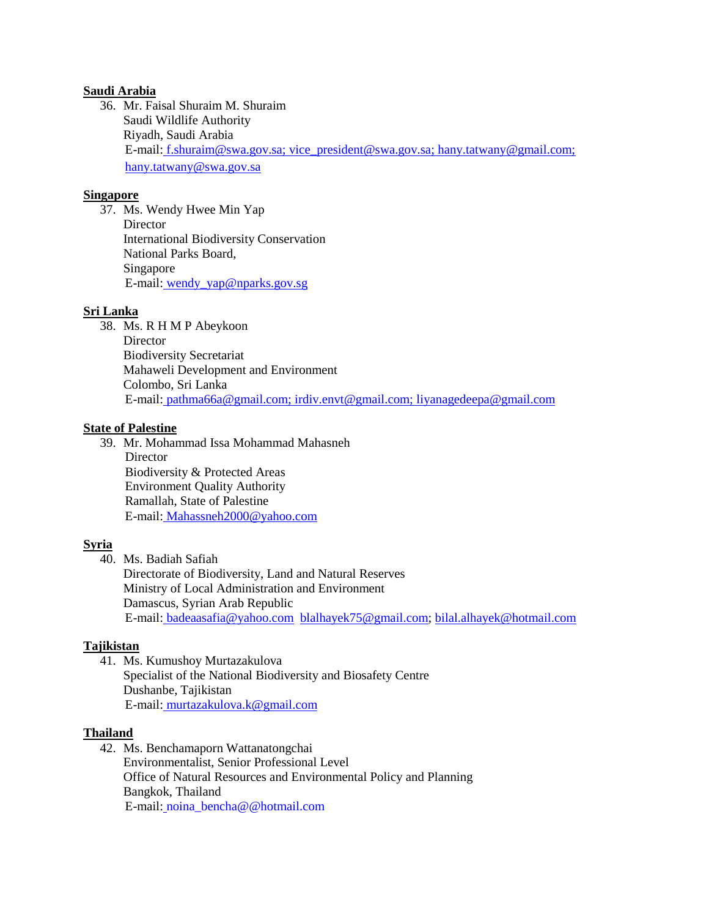**Saudi Arabia**

36. Mr. Faisal Shuraim M. Shuraim
    Saudi Wildlife Authority
    Riyadh, Saudi Arabia
    E-mail: f.shuraim@swa.gov.sa; vice_president@swa.gov.sa; hany.tatwany@gmail.com; hany.tatwany@swa.gov.sa

**Singapore**

37. Ms. Wendy Hwee Min Yap
    Director
    International Biodiversity Conservation
    National Parks Board,
    Singapore
    E-mail: wendy_yap@nparks.gov.sg

**Sri Lanka**

38. Ms. R H M P Abeykoon
    Director
    Biodiversity Secretariat
    Mahaweli Development and Environment
    Colombo, Sri Lanka
    E-mail: pathma66a@gmail.com; irdiv.envt@gmail.com; liyanagedeepa@gmail.com

**State of Palestine**

39. Mr. Mohammad Issa Mohammad Mahasneh
    Director
    Biodiversity & Protected Areas
    Environment Quality Authority
    Ramallah, State of Palestine
    E-mail: Mahassneh2000@yahoo.com

**Syria**

40. Ms. Badiah Safiah
    Directorate of Biodiversity, Land and Natural Reserves
    Ministry of Local Administration and Environment
    Damascus, Syrian Arab Republic
    E-mail: badeaasafia@yahoo.com blalhayek75@gmail.com; bilal.alhayek@hotmail.com

**Tajikistan**

41. Ms. Kumushoy Murtazakulova
    Specialist of the National Biodiversity and Biosafety Centre
    Dushanbe, Tajikistan
    E-mail: murtazakulova.k@gmail.com

**Thailand**

42. Ms. Benchamaporn Wattanatongchai
    Environmentalist, Senior Professional Level
    Office of Natural Resources and Environmental Policy and Planning
    Bangkok, Thailand
    E-mail: noina_bencha@@hotmail.com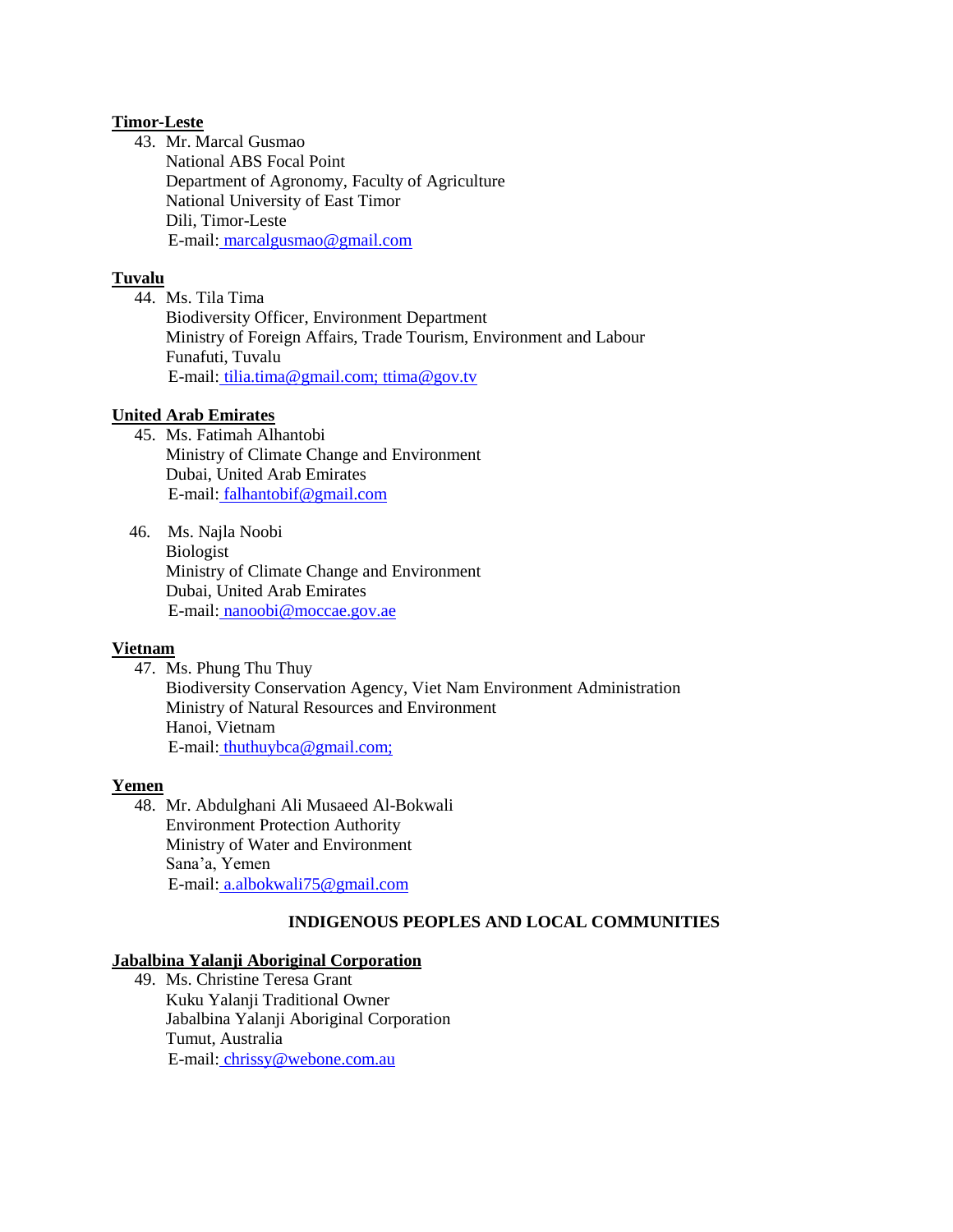**Timor-Leste**

43. Mr. Marcal Gusmao
    National ABS Focal Point
    Department of Agronomy, Faculty of Agriculture
    National University of East Timor
    Dili, Timor-Leste
    E-mail: marcalgusmao@gmail.com

**Tuvalu**

44. Ms. Tila Tima
    Biodiversity Officer, Environment Department
    Ministry of Foreign Affairs, Trade Tourism, Environment and Labour
    Funafuti, Tuvalu
    E-mail: tilia.tima@gmail.com; ttima@gov.tv

**United Arab Emirates**

45. Ms. Fatimah Alhantobi
    Ministry of Climate Change and Environment
    Dubai, United Arab Emirates
    E-mail: falhantobif@gmail.com

46. Ms. Najla Noobi
    Biologist
    Ministry of Climate Change and Environment
    Dubai, United Arab Emirates
    E-mail: nanoobi@moccae.gov.ae

**Vietnam**

47. Ms. Phung Thu Thuy
    Biodiversity Conservation Agency, Viet Nam Environment Administration
    Ministry of Natural Resources and Environment
    Hanoi, Vietnam
    E-mail: thuthuybca@gmail.com;

**Yemen**

48. Mr. Abdulghani Ali Musaeed Al-Bokwali
    Environment Protection Authority
    Ministry of Water and Environment
    Sana'a, Yemen
    E-mail: a.albokwali75@gmail.com

## INDIGENOUS PEOPLES AND LOCAL COMMUNITIES

**Jabalbina Yalanji Aboriginal Corporation**

49. Ms. Christine Teresa Grant
    Kuku Yalanji Traditional Owner
    Jabalbina Yalanji Aboriginal Corporation
    Tumut, Australia
    E-mail: chrissy@webone.com.au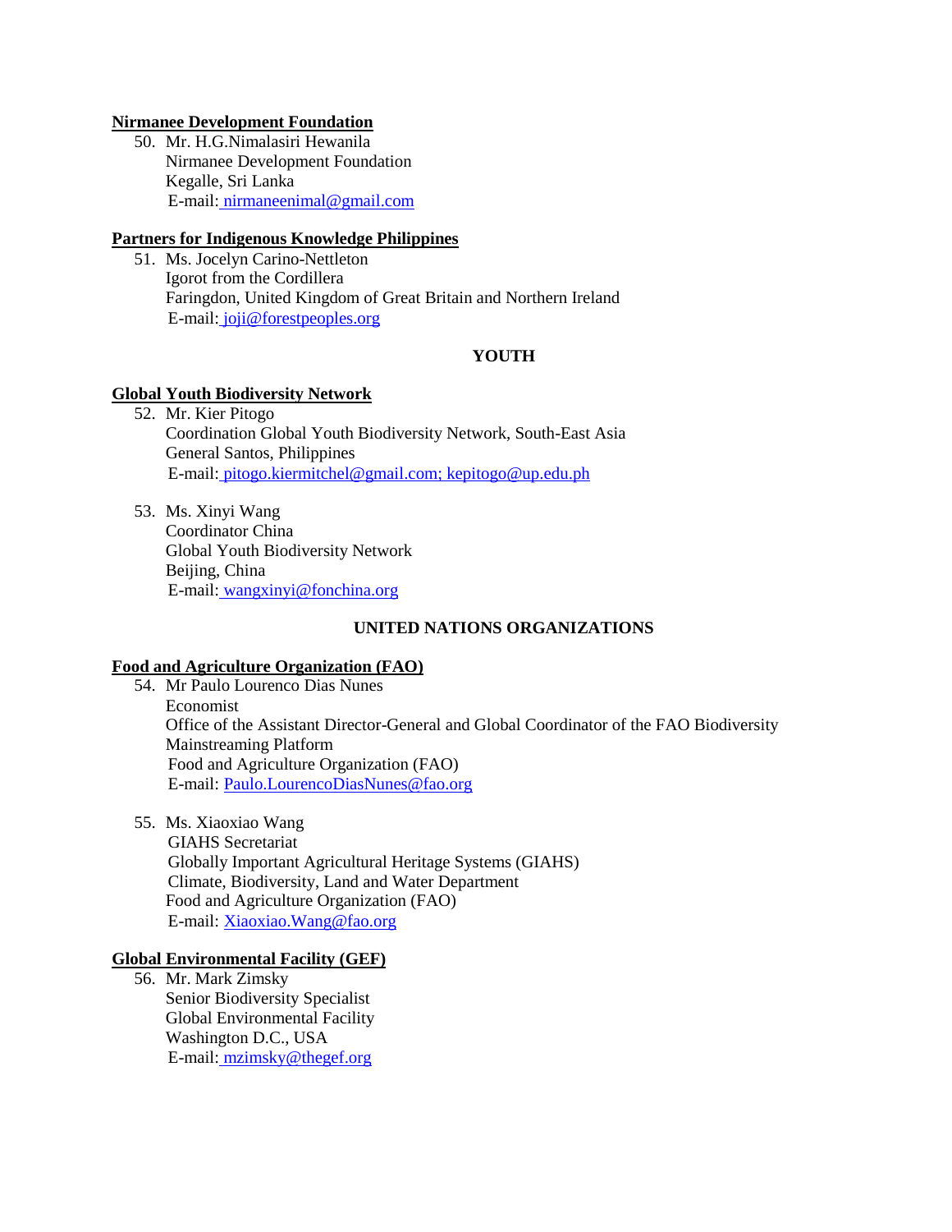**Nirmanee Development Foundation**

50. Mr. H.G.Nimalasiri Hewanila
 Nirmanee Development Foundation
 Kegalle, Sri Lanka
 E-mail: nirmaneenimal@gmail.com

**Partners for Indigenous Knowledge Philippines**

51. Ms. Jocelyn Carino-Nettleton
 Igorot from the Cordillera
 Faringdon, United Kingdom of Great Britain and Northern Ireland
 E-mail: joji@forestpeoples.org

## YOUTH

**Global Youth Biodiversity Network**

52. Mr. Kier Pitogo
 Coordination Global Youth Biodiversity Network, South-East Asia
 General Santos, Philippines
 E-mail: pitogo.kiermitchel@gmail.com; kepitogo@up.edu.ph

53. Ms. Xinyi Wang
 Coordinator China
 Global Youth Biodiversity Network
 Beijing, China
 E-mail: wangxinyi@fonchina.org

## UNITED NATIONS ORGANIZATIONS

**Food and Agriculture Organization (FAO)**

54. Mr Paulo Lourenco Dias Nunes
 Economist
 Office of the Assistant Director-General and Global Coordinator of the FAO Biodiversity Mainstreaming Platform
 Food and Agriculture Organization (FAO)
 E-mail: Paulo.LourencoDiasNunes@fao.org

55. Ms. Xiaoxiao Wang
 GIAHS Secretariat
 Globally Important Agricultural Heritage Systems (GIAHS)
 Climate, Biodiversity, Land and Water Department
 Food and Agriculture Organization (FAO)
 E-mail: Xiaoxiao.Wang@fao.org

**Global Environmental Facility (GEF)**

56. Mr. Mark Zimsky
 Senior Biodiversity Specialist
 Global Environmental Facility
 Washington D.C., USA
 E-mail: mzimsky@thegef.org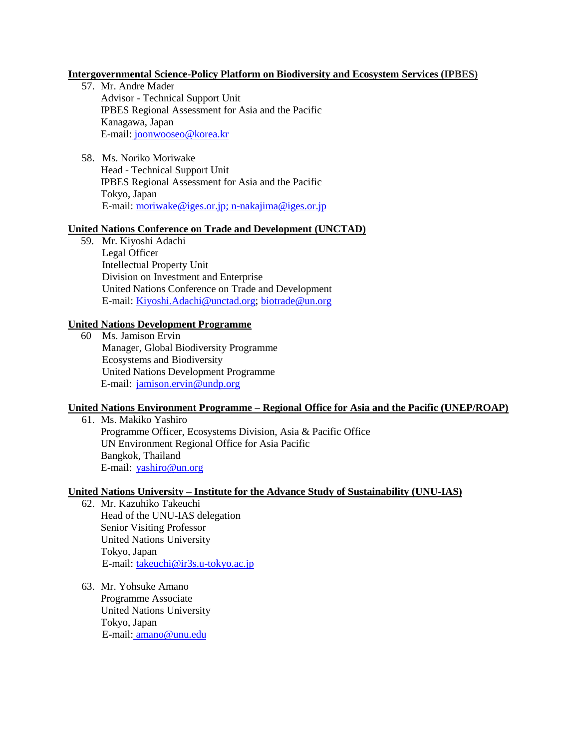**Intergovernmental Science-Policy Platform on Biodiversity and Ecosystem Services (IPBES)**

57. Mr. Andre Mader
    Advisor - Technical Support Unit
    IPBES Regional Assessment for Asia and the Pacific
    Kanagawa, Japan
    E-mail: joonwooseo@korea.kr

58. Ms. Noriko Moriwake
    Head - Technical Support Unit
    IPBES Regional Assessment for Asia and the Pacific
    Tokyo, Japan
    E-mail: moriwake@iges.or.jp; n-nakajima@iges.or.jp

**United Nations Conference on Trade and Development (UNCTAD)**

59. Mr. Kiyoshi Adachi
    Legal Officer
    Intellectual Property Unit
    Division on Investment and Enterprise
    United Nations Conference on Trade and Development
    E-mail: Kiyoshi.Adachi@unctad.org; biotrade@un.org

**United Nations Development Programme**

60. Ms. Jamison Ervin
    Manager, Global Biodiversity Programme
    Ecosystems and Biodiversity
    United Nations Development Programme
    E-mail: jamison.ervin@undp.org

**United Nations Environment Programme – Regional Office for Asia and the Pacific (UNEP/ROAP)**

61. Ms. Makiko Yashiro
    Programme Officer, Ecosystems Division, Asia & Pacific Office
    UN Environment Regional Office for Asia Pacific
    Bangkok, Thailand
    E-mail: yashiro@un.org

**United Nations University – Institute for the Advance Study of Sustainability (UNU-IAS)**

62. Mr. Kazuhiko Takeuchi
    Head of the UNU-IAS delegation
    Senior Visiting Professor
    United Nations University
    Tokyo, Japan
    E-mail: takeuchi@ir3s.u-tokyo.ac.jp

63. Mr. Yohsuke Amano
    Programme Associate
    United Nations University
    Tokyo, Japan
    E-mail: amano@unu.edu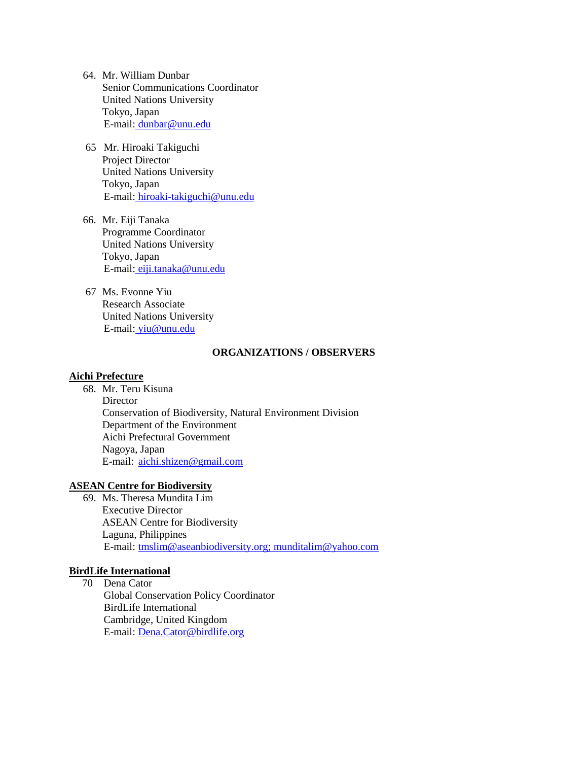64. Mr. William Dunbar  
Senior Communications Coordinator  
United Nations University  
Tokyo, Japan  
E-mail: dunbar@unu.edu

65 Mr. Hiroaki Takiguchi  
Project Director  
United Nations University  
Tokyo, Japan  
E-mail: hiroaki-takiguchi@unu.edu

66. Mr. Eiji Tanaka  
Programme Coordinator  
United Nations University  
Tokyo, Japan  
E-mail: eiji.tanaka@unu.edu

67 Ms. Evonne Yiu  
Research Associate  
United Nations University  
E-mail: yiu@unu.edu

**ORGANIZATIONS / OBSERVERS**

**Aichi Prefecture**

68. Mr. Teru Kisuna  
Director  
Conservation of Biodiversity, Natural Environment Division  
Department of the Environment  
Aichi Prefectural Government  
Nagoya, Japan  
E-mail: aichi.shizen@gmail.com

**ASEAN Centre for Biodiversity**

69. Ms. Theresa Mundita Lim  
Executive Director  
ASEAN Centre for Biodiversity  
Laguna, Philippines  
E-mail: tmslim@aseanbiodiversity.org; munditalim@yahoo.com

**BirdLife International**

70 Dena Cator  
Global Conservation Policy Coordinator  
BirdLife International  
Cambridge, United Kingdom  
E-mail: Dena.Cator@birdlife.org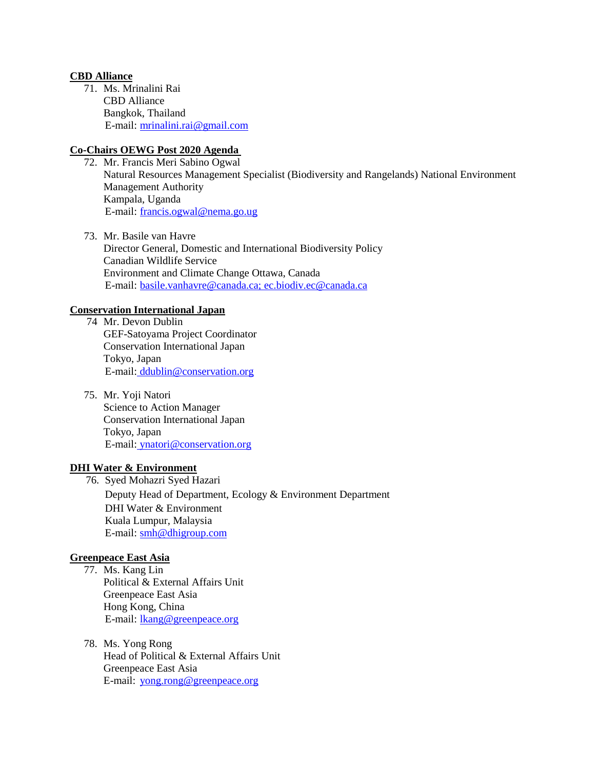**CBD Alliance**

71. Ms. Mrinalini Rai
    CBD Alliance
    Bangkok, Thailand
    E-mail: mrinalini.rai@gmail.com

**Co-Chairs OEWG Post 2020 Agenda**

72. Mr. Francis Meri Sabino Ogwal
    Natural Resources Management Specialist (Biodiversity and Rangelands) National Environment Management Authority
    Kampala, Uganda
    E-mail: francis.ogwal@nema.go.ug

73. Mr. Basile van Havre
    Director General, Domestic and International Biodiversity Policy
    Canadian Wildlife Service
    Environment and Climate Change Ottawa, Canada
    E-mail: basile.vanhavre@canada.ca; ec.biodiv.ec@canada.ca

**Conservation International Japan**

74. Mr. Devon Dublin
    GEF-Satoyama Project Coordinator
    Conservation International Japan
    Tokyo, Japan
    E-mail: ddublin@conservation.org

75. Mr. Yoji Natori
    Science to Action Manager
    Conservation International Japan
    Tokyo, Japan
    E-mail: ynatori@conservation.org

**DHI Water & Environment**

76. Syed Mohazri Syed Hazari
    Deputy Head of Department, Ecology & Environment Department
    DHI Water & Environment
    Kuala Lumpur, Malaysia
    E-mail: smh@dhigroup.com

**Greenpeace East Asia**

77. Ms. Kang Lin
    Political & External Affairs Unit
    Greenpeace East Asia
    Hong Kong, China
    E-mail: lkang@greenpeace.org

78. Ms. Yong Rong
    Head of Political & External Affairs Unit
    Greenpeace East Asia
    E-mail: yong.rong@greenpeace.org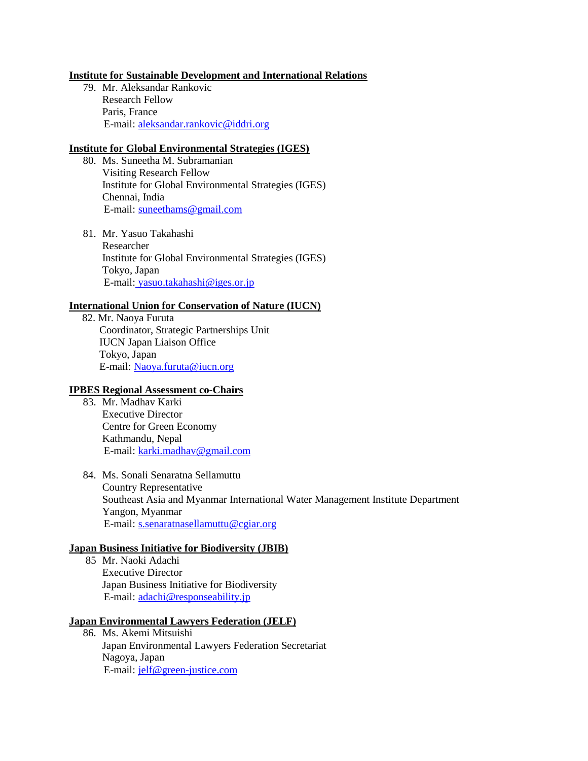**Institute for Sustainable Development and International Relations**

79. Mr. Aleksandar Rankovic
    Research Fellow
    Paris, France
    E-mail: aleksandar.rankovic@iddri.org

**Institute for Global Environmental Strategies (IGES)**

80. Ms. Suneetha M. Subramanian
    Visiting Research Fellow
    Institute for Global Environmental Strategies (IGES)
    Chennai, India
    E-mail: suneethams@gmail.com

81. Mr. Yasuo Takahashi
    Researcher
    Institute for Global Environmental Strategies (IGES)
    Tokyo, Japan
    E-mail: yasuo.takahashi@iges.or.jp

**International Union for Conservation of Nature (IUCN)**

82. Mr. Naoya Furuta
    Coordinator, Strategic Partnerships Unit
    IUCN Japan Liaison Office
    Tokyo, Japan
    E-mail: Naoya.furuta@iucn.org

**IPBES Regional Assessment co-Chairs**

83. Mr. Madhav Karki
    Executive Director
    Centre for Green Economy
    Kathmandu, Nepal
    E-mail: karki.madhav@gmail.com

84. Ms. Sonali Senaratna Sellamuttu
    Country Representative
    Southeast Asia and Myanmar International Water Management Institute Department
    Yangon, Myanmar
    E-mail: s.senaratnasellamuttu@cgiar.org

**Japan Business Initiative for Biodiversity (JBIB)**

85 Mr. Naoki Adachi
   Executive Director
   Japan Business Initiative for Biodiversity
   E-mail: adachi@responseability.jp

**Japan Environmental Lawyers Federation (JELF)**

86. Ms. Akemi Mitsuishi
    Japan Environmental Lawyers Federation Secretariat
    Nagoya, Japan
    E-mail: jelf@green-justice.com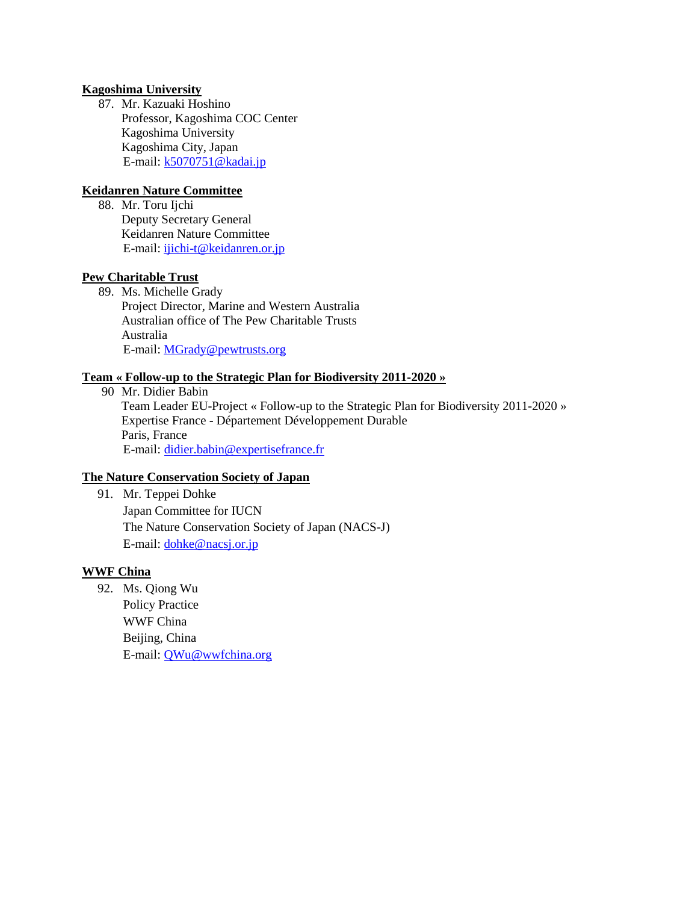**Kagoshima University**

87. Mr. Kazuaki Hoshino
    Professor, Kagoshima COC Center
    Kagoshima University
    Kagoshima City, Japan
    E-mail: k5070751@kadai.jp

**Keidanren Nature Committee**

88. Mr. Toru Ijchi
    Deputy Secretary General
    Keidanren Nature Committee
    E-mail: ijichi-t@keidanren.or.jp

**Pew Charitable Trust**

89. Ms. Michelle Grady
    Project Director, Marine and Western Australia
    Australian office of The Pew Charitable Trusts
    Australia
    E-mail: MGrady@pewtrusts.org

**Team « Follow-up to the Strategic Plan for Biodiversity 2011-2020 »**

90 Mr. Didier Babin
   Team Leader EU-Project « Follow-up to the Strategic Plan for Biodiversity 2011-2020 »
   Expertise France - Département Développement Durable
   Paris, France
   E-mail: didier.babin@expertisefrance.fr

**The Nature Conservation Society of Japan**

91. Mr. Teppei Dohke
    Japan Committee for IUCN
    The Nature Conservation Society of Japan (NACS-J)
    E-mail: dohke@nacsj.or.jp

**WWF China**

92. Ms. Qiong Wu
    Policy Practice
    WWF China
    Beijing, China
    E-mail: QWu@wwfchina.org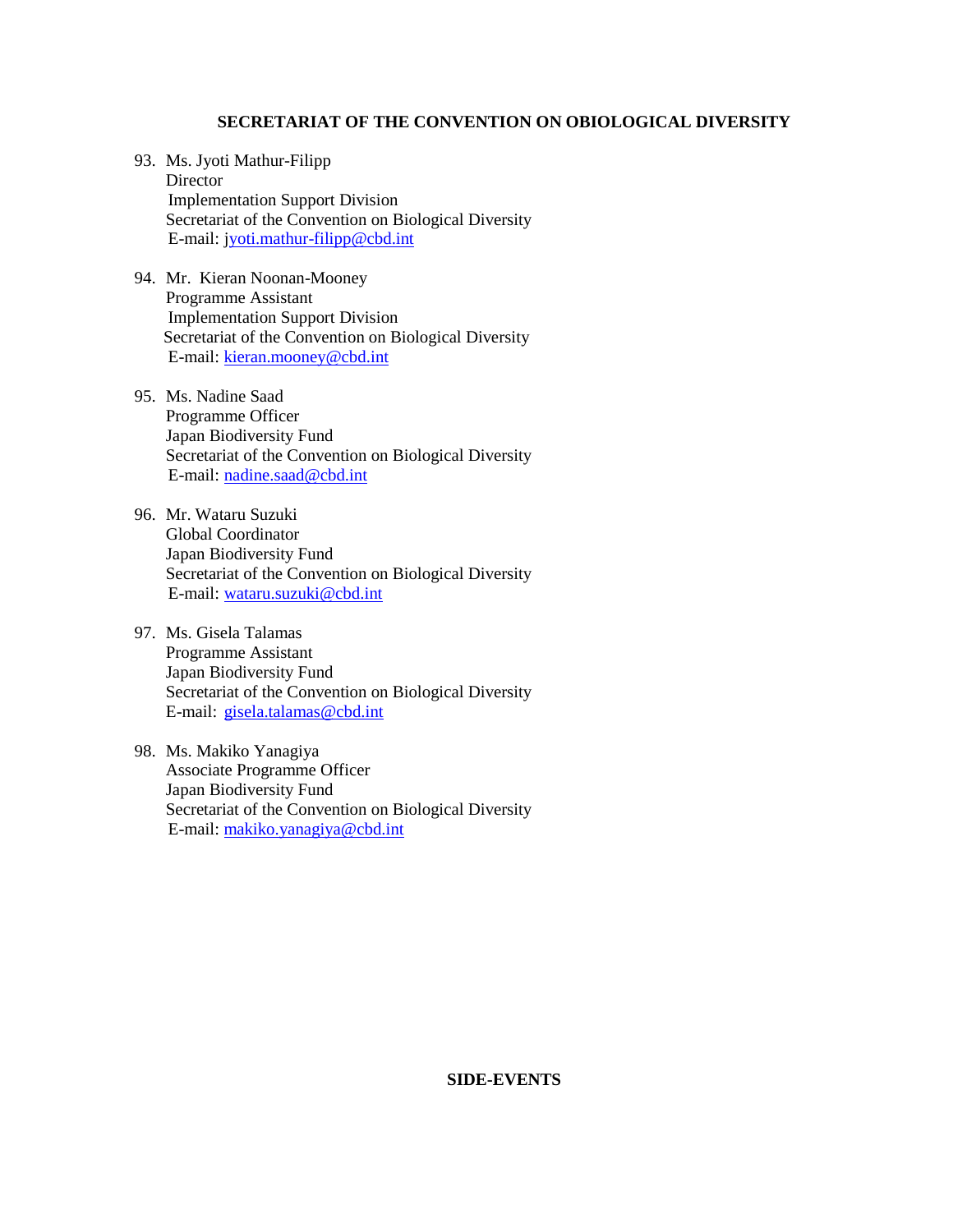## SECRETARIAT OF THE CONVENTION ON OBIOLOGICAL DIVERSITY

93. Ms. Jyoti Mathur-Filipp
    Director
    Implementation Support Division
    Secretariat of the Convention on Biological Diversity
    E-mail: jyoti.mathur-filipp@cbd.int

94. Mr. Kieran Noonan-Mooney
    Programme Assistant
    Implementation Support Division
    Secretariat of the Convention on Biological Diversity
    E-mail: kieran.mooney@cbd.int

95. Ms. Nadine Saad
    Programme Officer
    Japan Biodiversity Fund
    Secretariat of the Convention on Biological Diversity
    E-mail: nadine.saad@cbd.int

96. Mr. Wataru Suzuki
    Global Coordinator
    Japan Biodiversity Fund
    Secretariat of the Convention on Biological Diversity
    E-mail: wataru.suzuki@cbd.int

97. Ms. Gisela Talamas
    Programme Assistant
    Japan Biodiversity Fund
    Secretariat of the Convention on Biological Diversity
    E-mail: gisela.talamas@cbd.int

98. Ms. Makiko Yanagiya
    Associate Programme Officer
    Japan Biodiversity Fund
    Secretariat of the Convention on Biological Diversity
    E-mail: makiko.yanagiya@cbd.int

## SIDE-EVENTS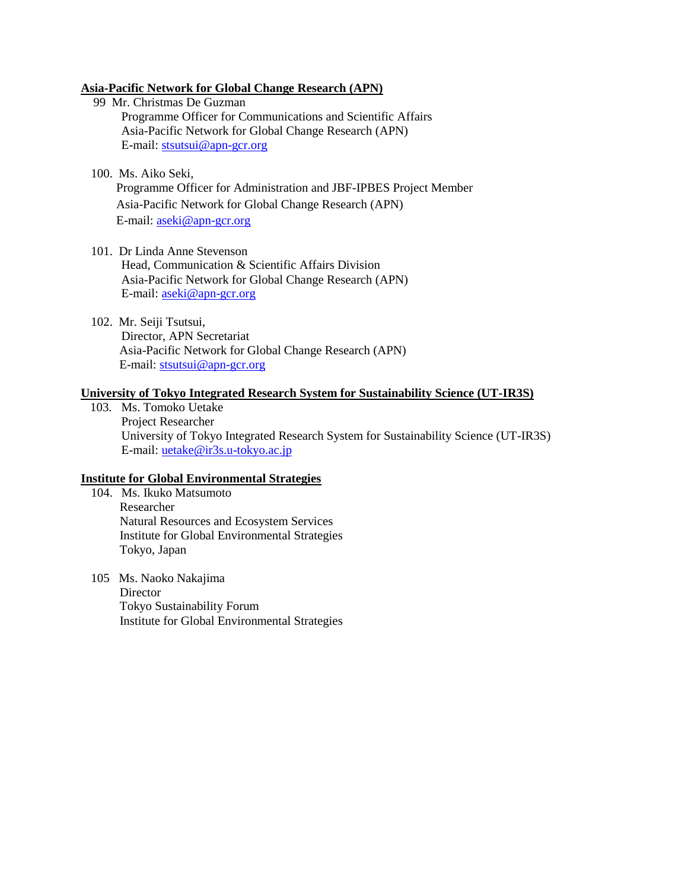**Asia-Pacific Network for Global Change Research (APN)**

99 Mr. Christmas De Guzman
Programme Officer for Communications and Scientific Affairs
Asia-Pacific Network for Global Change Research (APN)
E-mail: stsutsui@apn-gcr.org

100. Ms. Aiko Seki,
Programme Officer for Administration and JBF-IPBES Project Member
Asia-Pacific Network for Global Change Research (APN)
E-mail: aseki@apn-gcr.org

101. Dr Linda Anne Stevenson
Head, Communication & Scientific Affairs Division
Asia-Pacific Network for Global Change Research (APN)
E-mail: aseki@apn-gcr.org

102. Mr. Seiji Tsutsui,
Director, APN Secretariat
Asia-Pacific Network for Global Change Research (APN)
E-mail: stsutsui@apn-gcr.org

**University of Tokyo Integrated Research System for Sustainability Science (UT-IR3S)**

103. Ms. Tomoko Uetake
Project Researcher
University of Tokyo Integrated Research System for Sustainability Science (UT-IR3S)
E-mail: uetake@ir3s.u-tokyo.ac.jp

**Institute for Global Environmental Strategies**

104. Ms. Ikuko Matsumoto
Researcher
Natural Resources and Ecosystem Services
Institute for Global Environmental Strategies
Tokyo, Japan

105 Ms. Naoko Nakajima
Director
Tokyo Sustainability Forum
Institute for Global Environmental Strategies